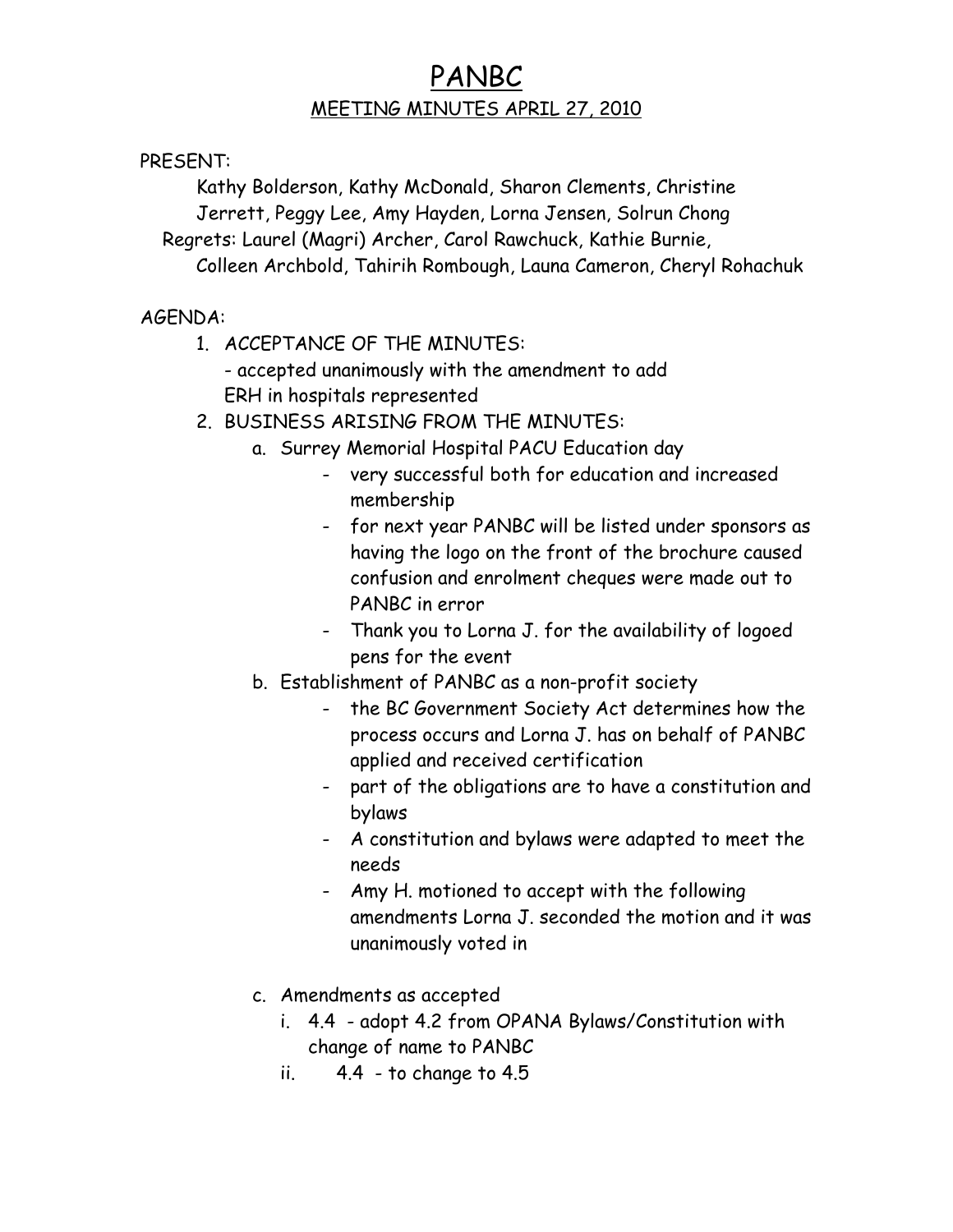# PANBC

## MEETING MINUTES APRIL 27, 2010

PRESENT:

Kathy Bolderson, Kathy McDonald, Sharon Clements, Christine Jerrett, Peggy Lee, Amy Hayden, Lorna Jensen, Solrun Chong

Regrets: Laurel (Magri) Archer, Carol Rawchuck, Kathie Burnie, Colleen Archbold, Tahirih Rombough, Launa Cameron, Cheryl Rohachuk

AGENDA:

1. ACCEPTANCE OF THE MINUTES:
   - accepted unanimously with the amendment to add ERH in hospitals represented
2. BUSINESS ARISING FROM THE MINUTES:
   a. Surrey Memorial Hospital PACU Education day
      - very successful both for education and increased membership
      - for next year PANBC will be listed under sponsors as having the logo on the front of the brochure caused confusion and enrolment cheques were made out to PANBC in error
      - Thank you to Lorna J. for the availability of logoed pens for the event
   b. Establishment of PANBC as a non-profit society
      - the BC Government Society Act determines how the process occurs and Lorna J. has on behalf of PANBC applied and received certification
      - part of the obligations are to have a constitution and bylaws
      - A constitution and bylaws were adapted to meet the needs
      - Amy H. motioned to accept with the following amendments Lorna J. seconded the motion and it was unanimously voted in
   c. Amendments as accepted
      i. 4.4 - adopt 4.2 from OPANA Bylaws/Constitution with change of name to PANBC
      ii. 4.4 - to change to 4.5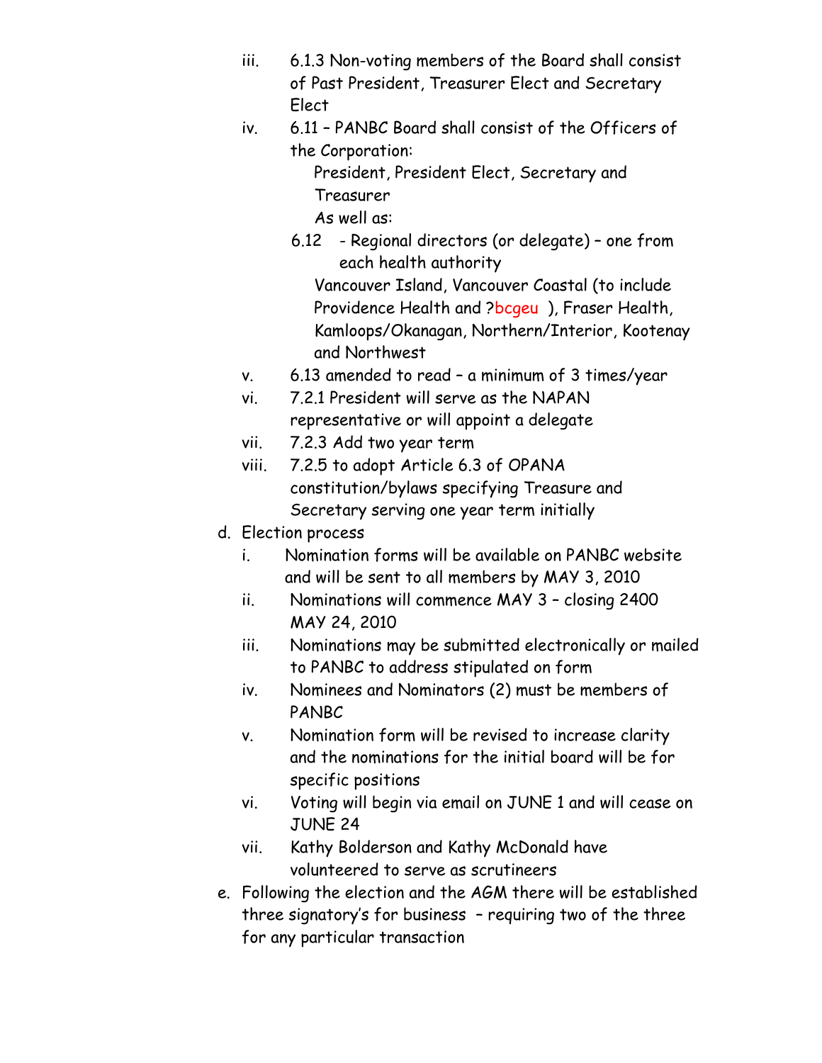iii. 6.1.3 Non-voting members of the Board shall consist of Past President, Treasurer Elect and Secretary Elect

iv. 6.11 – PANBC Board shall consist of the Officers of the Corporation:

    President, President Elect, Secretary and Treasurer

    As well as:

    6.12 - Regional directors (or delegate) – one from each health authority

    Vancouver Island, Vancouver Coastal (to include Providence Health and ?bcgeu ), Fraser Health, Kamloops/Okanagan, Northern/Interior, Kootenay and Northwest

v. 6.13 amended to read – a minimum of 3 times/year

vi. 7.2.1 President will serve as the NAPAN representative or will appoint a delegate

vii. 7.2.3 Add two year term

viii. 7.2.5 to adopt Article 6.3 of OPANA constitution/bylaws specifying Treasure and Secretary serving one year term initially

d. Election process

   i. Nomination forms will be available on PANBC website and will be sent to all members by MAY 3, 2010

   ii. Nominations will commence MAY 3 – closing 2400 MAY 24, 2010

   iii. Nominations may be submitted electronically or mailed to PANBC to address stipulated on form

   iv. Nominees and Nominators (2) must be members of PANBC

   v. Nomination form will be revised to increase clarity and the nominations for the initial board will be for specific positions

   vi. Voting will begin via email on JUNE 1 and will cease on JUNE 24

   vii. Kathy Bolderson and Kathy McDonald have volunteered to serve as scrutineers

e. Following the election and the AGM there will be established three signatory's for business – requiring two of the three for any particular transaction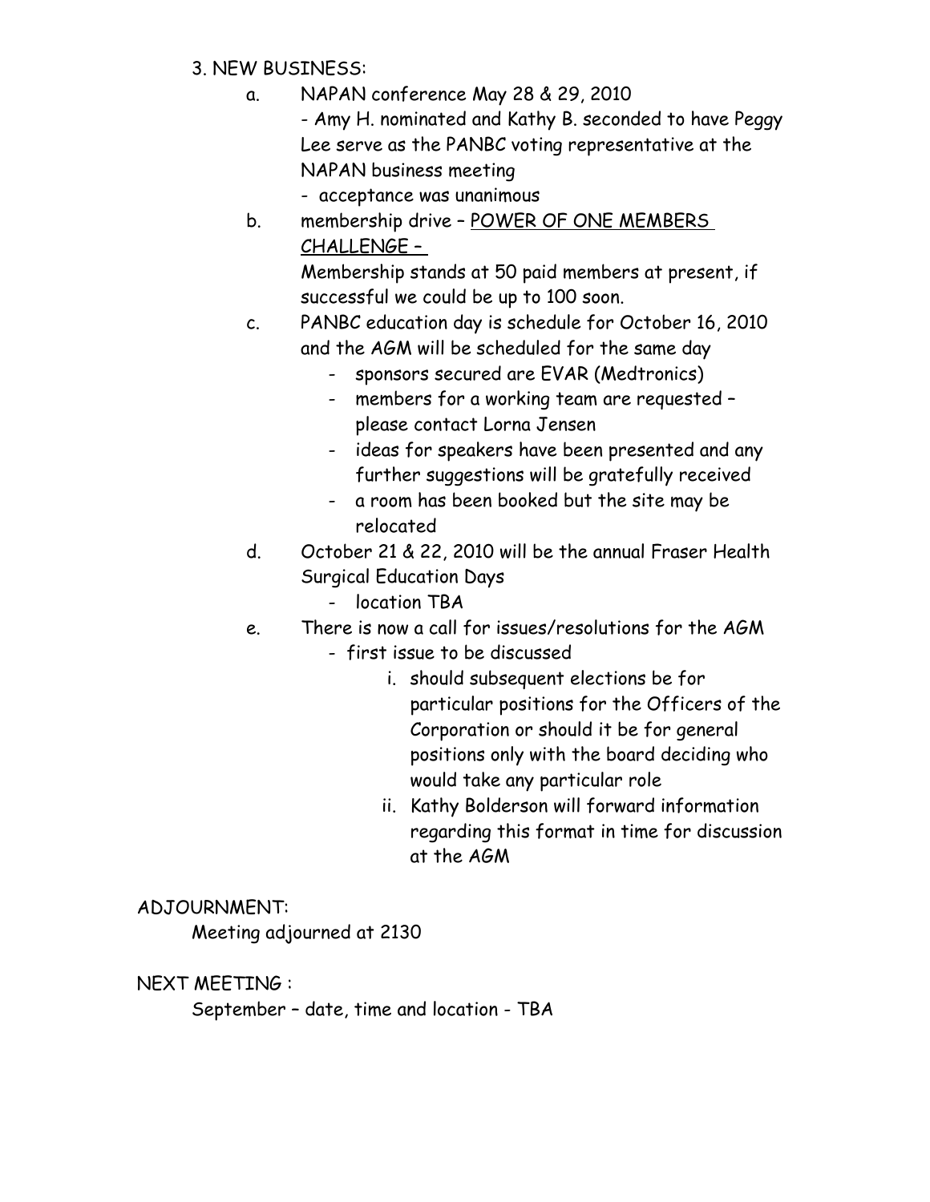3. NEW BUSINESS:

a. NAPAN conference May 28 & 29, 2010
   - Amy H. nominated and Kathy B. seconded to have Peggy Lee serve as the PANBC voting representative at the NAPAN business meeting
   - acceptance was unanimous

b. membership drive – <u>POWER OF ONE MEMBERS CHALLENGE –</u>
   Membership stands at 50 paid members at present, if successful we could be up to 100 soon.

c. PANBC education day is schedule for October 16, 2010 and the AGM will be scheduled for the same day
   - sponsors secured are EVAR (Medtronics)
   - members for a working team are requested – please contact Lorna Jensen
   - ideas for speakers have been presented and any further suggestions will be gratefully received
   - a room has been booked but the site may be relocated

d. October 21 & 22, 2010 will be the annual Fraser Health Surgical Education Days
   - location TBA

e. There is now a call for issues/resolutions for the AGM
   - first issue to be discussed
     i. should subsequent elections be for particular positions for the Officers of the Corporation or should it be for general positions only with the board deciding who would take any particular role
     ii. Kathy Bolderson will forward information regarding this format in time for discussion at the AGM

ADJOURNMENT:

Meeting adjourned at 2130

NEXT MEETING :

September – date, time and location - TBA